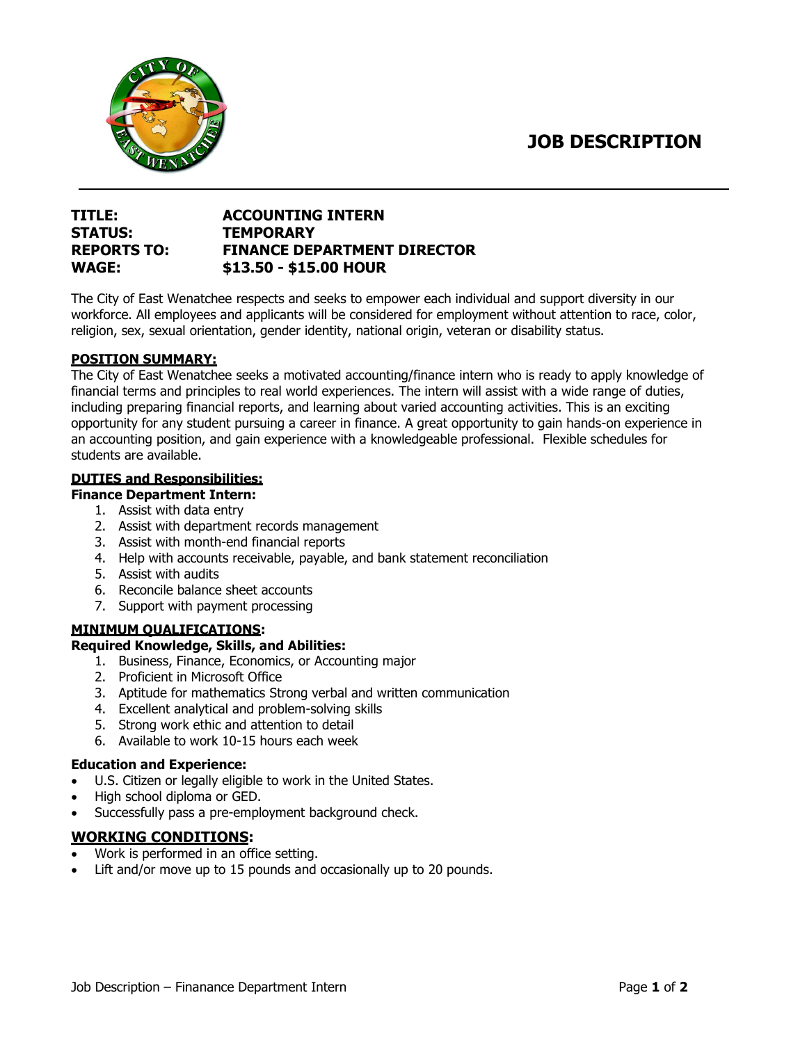# JOB DESCRIPTION

**TITLE:** ACCOUNTING INTERN
**STATUS:** TEMPORARY
**REPORTS TO:** FINANCE DEPARTMENT DIRECTOR
**WAGE:** $13.50 - $15.00 HOUR

The City of East Wenatchee respects and seeks to empower each individual and support diversity in our workforce. All employees and applicants will be considered for employment without attention to race, color, religion, sex, sexual orientation, gender identity, national origin, veteran or disability status.

## POSITION SUMMARY:

The City of East Wenatchee seeks a motivated accounting/finance intern who is ready to apply knowledge of financial terms and principles to real world experiences. The intern will assist with a wide range of duties, including preparing financial reports, and learning about varied accounting activities. This is an exciting opportunity for any student pursuing a career in finance. A great opportunity to gain hands-on experience in an accounting position, and gain experience with a knowledgeable professional. Flexible schedules for students are available.

## DUTIES and Responsibilities:

**Finance Department Intern:**

1. Assist with data entry
2. Assist with department records management
3. Assist with month-end financial reports
4. Help with accounts receivable, payable, and bank statement reconciliation
5. Assist with audits
6. Reconcile balance sheet accounts
7. Support with payment processing

## MINIMUM QUALIFICATIONS:

**Required Knowledge, Skills, and Abilities:**

1. Business, Finance, Economics, or Accounting major
2. Proficient in Microsoft Office
3. Aptitude for mathematics Strong verbal and written communication
4. Excellent analytical and problem-solving skills
5. Strong work ethic and attention to detail
6. Available to work 10-15 hours each week

**Education and Experience:**

- U.S. Citizen or legally eligible to work in the United States.
- High school diploma or GED.
- Successfully pass a pre-employment background check.

## WORKING CONDITIONS:

- Work is performed in an office setting.
- Lift and/or move up to 15 pounds and occasionally up to 20 pounds.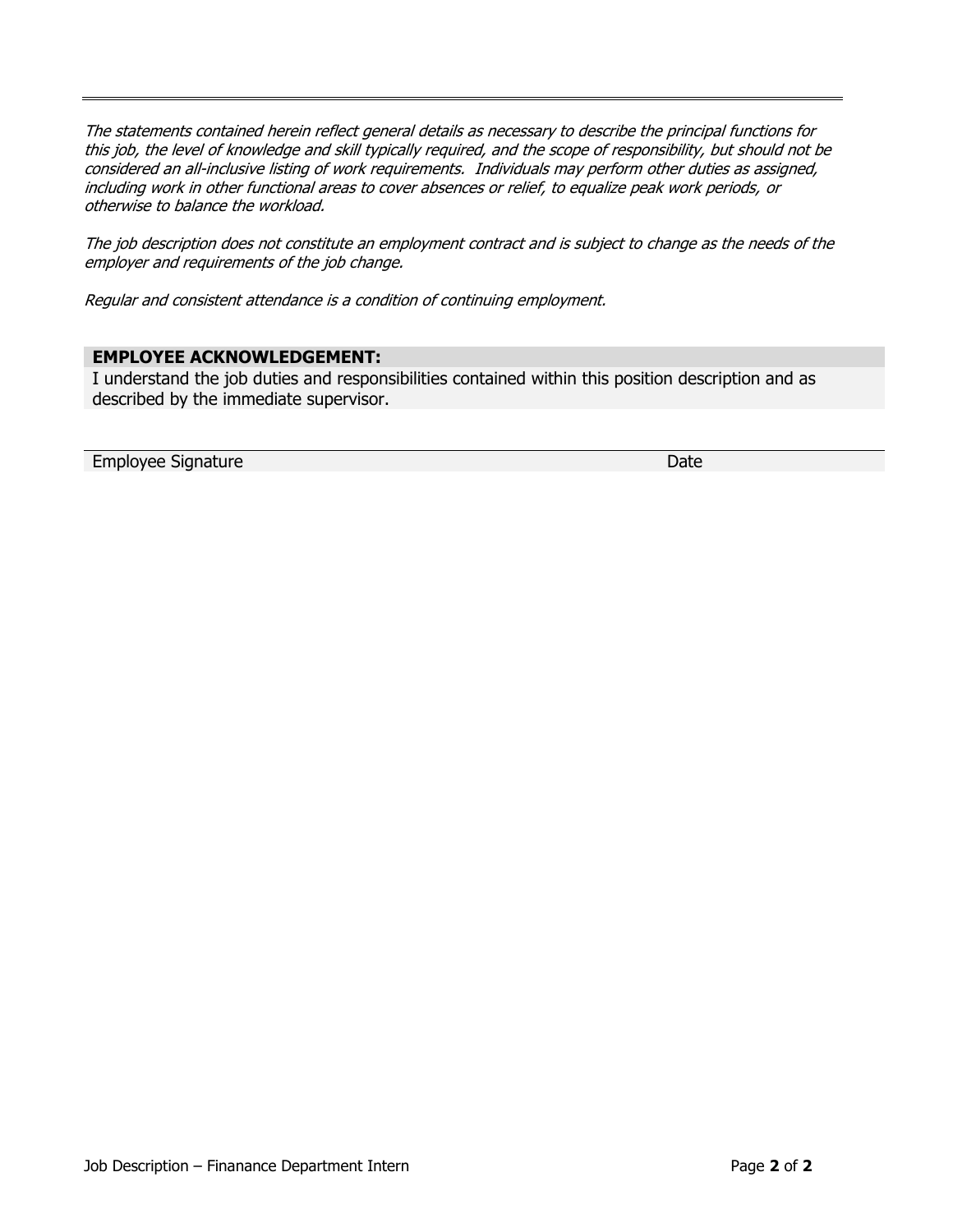*The statements contained herein reflect general details as necessary to describe the principal functions for this job, the level of knowledge and skill typically required, and the scope of responsibility, but should not be considered an all-inclusive listing of work requirements. Individuals may perform other duties as assigned, including work in other functional areas to cover absences or relief, to equalize peak work periods, or otherwise to balance the workload.*

*The job description does not constitute an employment contract and is subject to change as the needs of the employer and requirements of the job change.*

*Regular and consistent attendance is a condition of continuing employment.*

**EMPLOYEE ACKNOWLEDGEMENT:**

I understand the job duties and responsibilities contained within this position description and as described by the immediate supervisor.

| | |
|---|---|
| Employee Signature | Date |